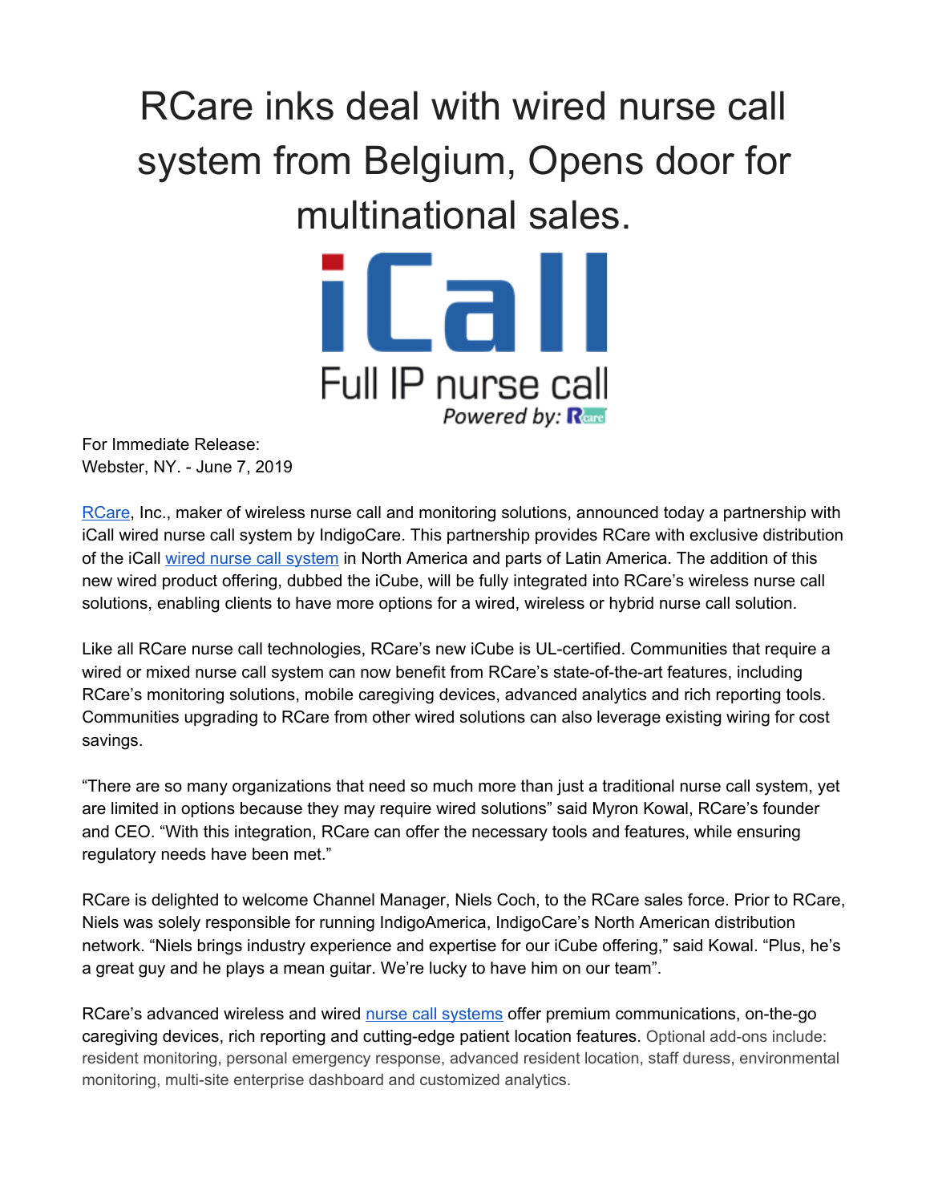# RCare inks deal with wired nurse call system from Belgium, Opens door for multinational sales.

For Immediate Release:
Webster, NY. - June 7, 2019

RCare, Inc., maker of wireless nurse call and monitoring solutions, announced today a partnership with iCall wired nurse call system by IndigoCare. This partnership provides RCare with exclusive distribution of the iCall wired nurse call system in North America and parts of Latin America. The addition of this new wired product offering, dubbed the iCube, will be fully integrated into RCare's wireless nurse call solutions, enabling clients to have more options for a wired, wireless or hybrid nurse call solution.

Like all RCare nurse call technologies, RCare's new iCube is UL-certified. Communities that require a wired or mixed nurse call system can now benefit from RCare's state-of-the-art features, including RCare's monitoring solutions, mobile caregiving devices, advanced analytics and rich reporting tools. Communities upgrading to RCare from other wired solutions can also leverage existing wiring for cost savings.

"There are so many organizations that need so much more than just a traditional nurse call system, yet are limited in options because they may require wired solutions" said Myron Kowal, RCare's founder and CEO. "With this integration, RCare can offer the necessary tools and features, while ensuring regulatory needs have been met."

RCare is delighted to welcome Channel Manager, Niels Coch, to the RCare sales force. Prior to RCare, Niels was solely responsible for running IndigoAmerica, IndigoCare's North American distribution network. "Niels brings industry experience and expertise for our iCube offering," said Kowal. "Plus, he's a great guy and he plays a mean guitar. We're lucky to have him on our team".

RCare's advanced wireless and wired nurse call systems offer premium communications, on-the-go caregiving devices, rich reporting and cutting-edge patient location features. Optional add-ons include: resident monitoring, personal emergency response, advanced resident location, staff duress, environmental monitoring, multi-site enterprise dashboard and customized analytics.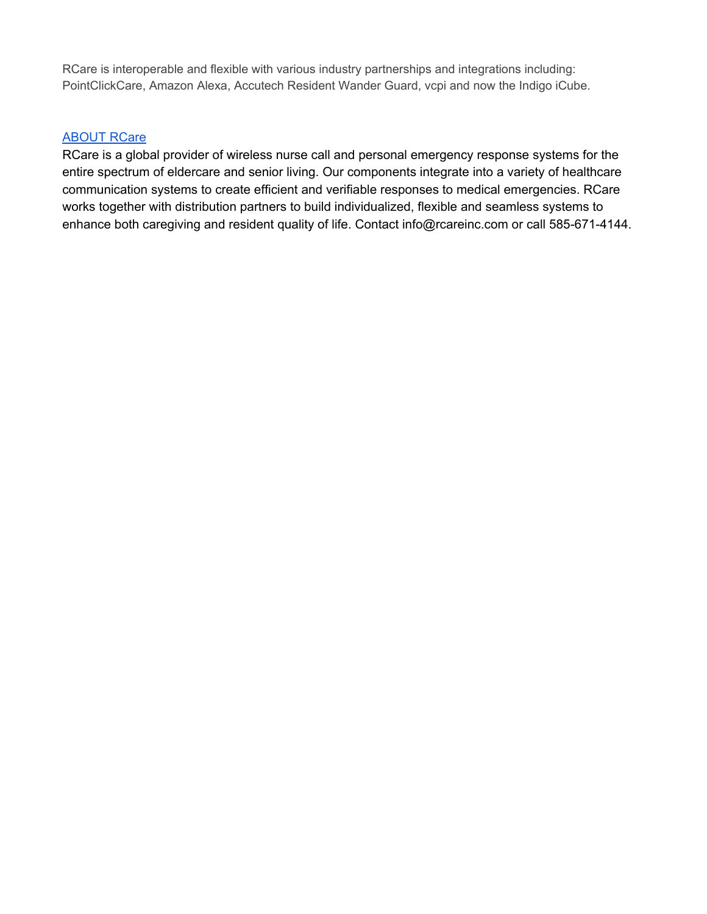RCare is interoperable and flexible with various industry partnerships and integrations including: PointClickCare, Amazon Alexa, Accutech Resident Wander Guard, vcpi and now the Indigo iCube.

[ABOUT RCare](#)

RCare is a global provider of wireless nurse call and personal emergency response systems for the entire spectrum of eldercare and senior living. Our components integrate into a variety of healthcare communication systems to create efficient and verifiable responses to medical emergencies. RCare works together with distribution partners to build individualized, flexible and seamless systems to enhance both caregiving and resident quality of life. Contact info@rcareinc.com or call 585-671-4144.